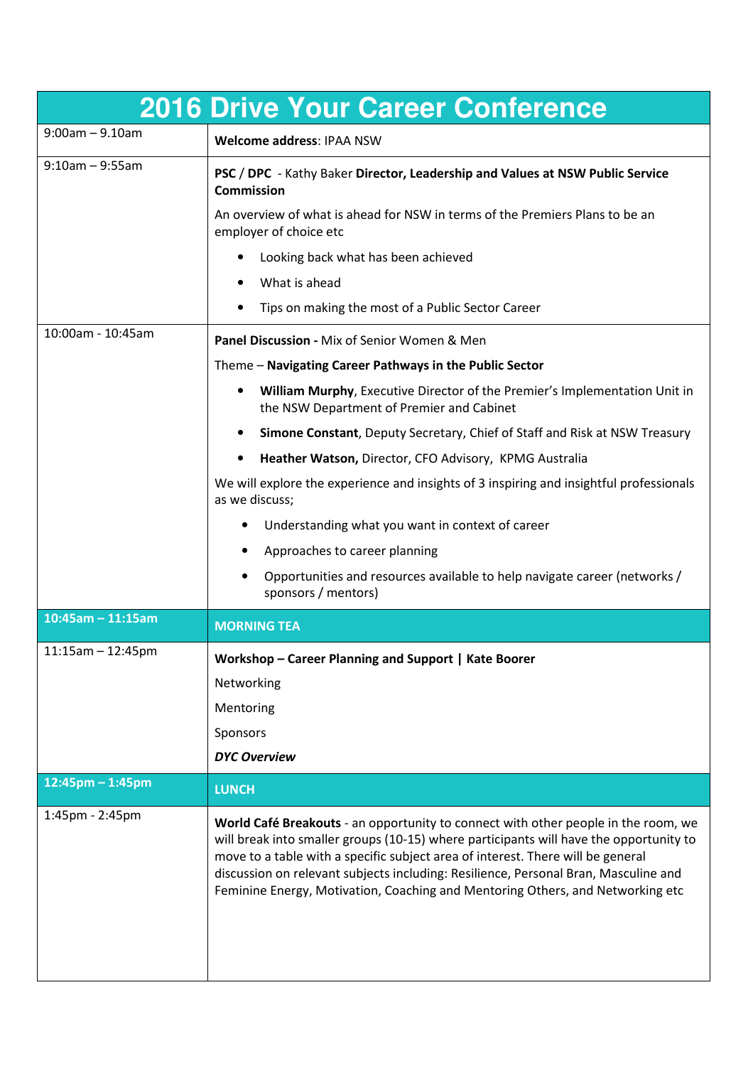# 2016 Drive Your Career Conference

| Time | Session |
|---|---|
| 9:00am – 9.10am | **Welcome address**: IPAA NSW |
| 9:10am – 9:55am | **PSC / DPC** - Kathy Baker **Director, Leadership and Values at NSW Public Service Commission**<br><br>An overview of what is ahead for NSW in terms of the Premiers Plans to be an employer of choice etc<br><br>• Looking back what has been achieved<br>• What is ahead<br>• Tips on making the most of a Public Sector Career |
| 10:00am - 10:45am | **Panel Discussion -** Mix of Senior Women & Men<br><br>Theme – **Navigating Career Pathways in the Public Sector**<br><br>• **William Murphy**, Executive Director of the Premier's Implementation Unit in the NSW Department of Premier and Cabinet<br>• **Simone Constant**, Deputy Secretary, Chief of Staff and Risk at NSW Treasury<br>• **Heather Watson,** Director, CFO Advisory, KPMG Australia<br><br>We will explore the experience and insights of 3 inspiring and insightful professionals as we discuss;<br><br>• Understanding what you want in context of career<br>• Approaches to career planning<br>• Opportunities and resources available to help navigate career (networks / sponsors / mentors) |
| **10:45am – 11:15am** | **MORNING TEA** |
| 11:15am – 12:45pm | **Workshop – Career Planning and Support \| Kate Boorer**<br><br>Networking<br><br>Mentoring<br><br>Sponsors<br><br>***DYC Overview*** |
| **12:45pm – 1:45pm** | **LUNCH** |
| 1:45pm - 2:45pm | **World Café Breakouts** - an opportunity to connect with other people in the room, we will break into smaller groups (10-15) where participants will have the opportunity to move to a table with a specific subject area of interest. There will be general discussion on relevant subjects including: Resilience, Personal Bran, Masculine and Feminine Energy, Motivation, Coaching and Mentoring Others, and Networking etc |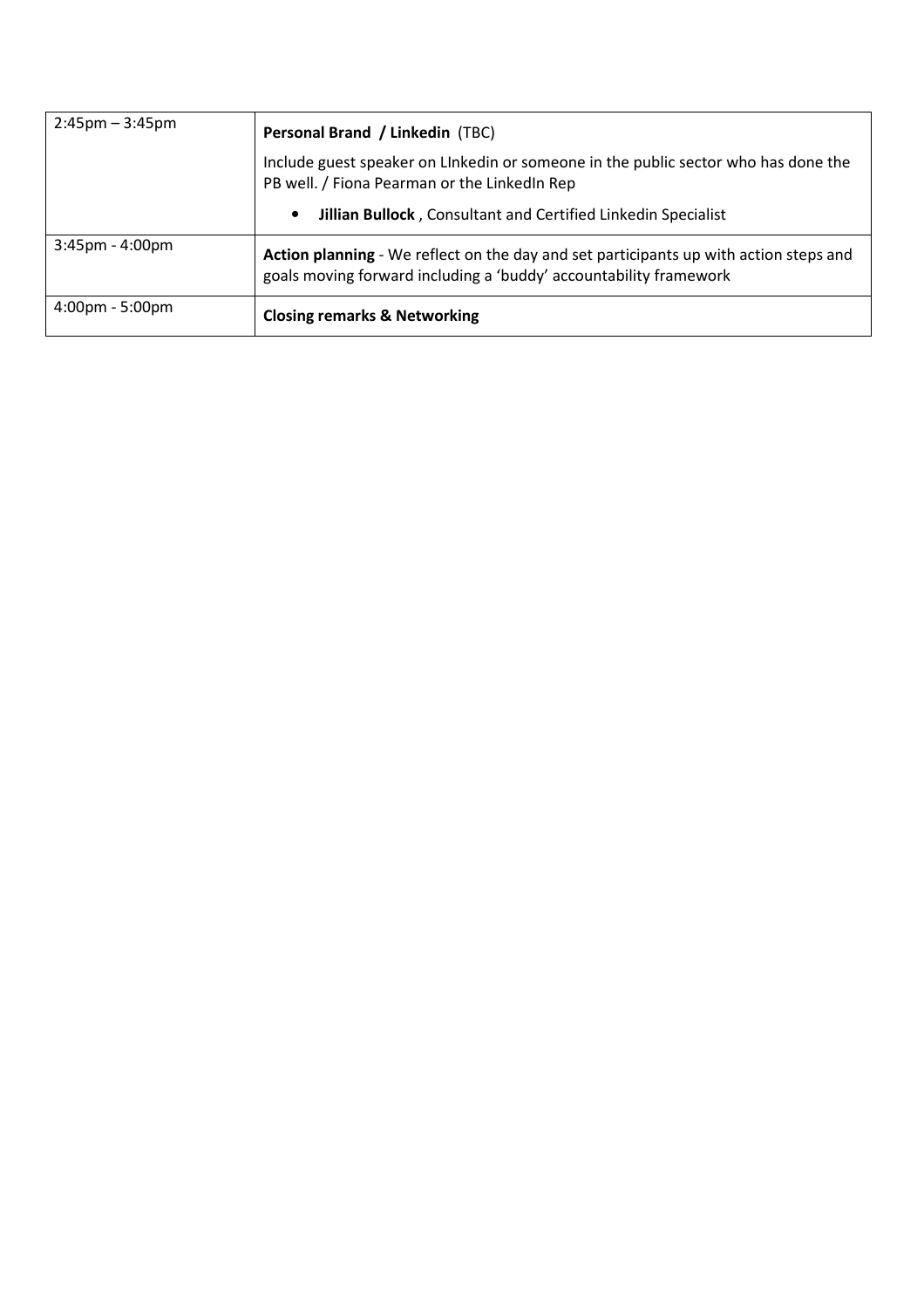| | |
|---|---|
| 2:45pm – 3:45pm | **Personal Brand / Linkedin** (TBC)<br><br>Include guest speaker on LInkedin or someone in the public sector who has done the PB well. / Fiona Pearman or the LinkedIn Rep<br><br>• **Jillian Bullock** , Consultant and Certified Linkedin Specialist |
| 3:45pm - 4:00pm | **Action planning** - We reflect on the day and set participants up with action steps and goals moving forward including a 'buddy' accountability framework |
| 4:00pm - 5:00pm | **Closing remarks & Networking** |